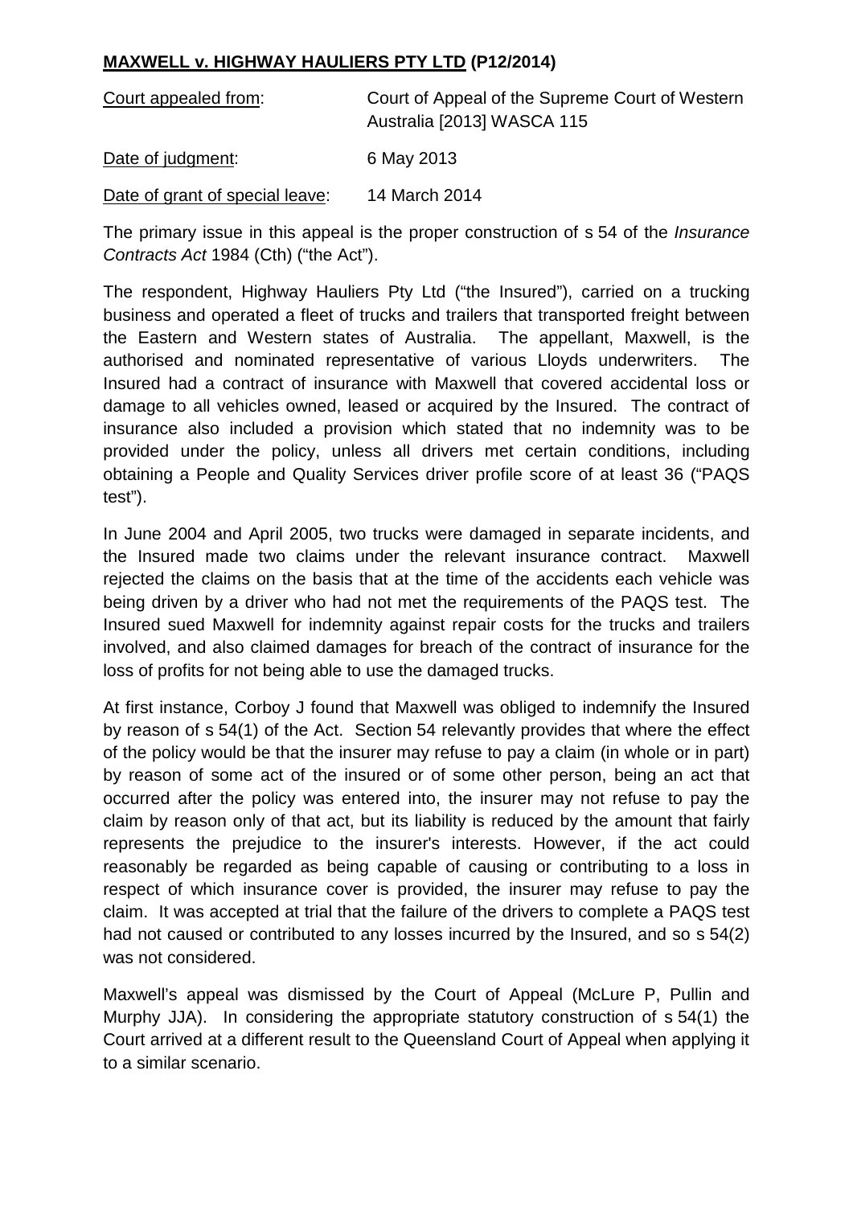# **MAXWELL v. HIGHWAY HAULIERS PTY LTD (P12/2014)**

| | |
|---|---|
| Court appealed from: | Court of Appeal of the Supreme Court of Western Australia [2013] WASCA 115 |
| Date of judgment: | 6 May 2013 |
| Date of grant of special leave: | 14 March 2014 |

The primary issue in this appeal is the proper construction of s 54 of the *Insurance Contracts Act* 1984 (Cth) ("the Act").

The respondent, Highway Hauliers Pty Ltd ("the Insured"), carried on a trucking business and operated a fleet of trucks and trailers that transported freight between the Eastern and Western states of Australia. The appellant, Maxwell, is the authorised and nominated representative of various Lloyds underwriters. The Insured had a contract of insurance with Maxwell that covered accidental loss or damage to all vehicles owned, leased or acquired by the Insured. The contract of insurance also included a provision which stated that no indemnity was to be provided under the policy, unless all drivers met certain conditions, including obtaining a People and Quality Services driver profile score of at least 36 ("PAQS test").

In June 2004 and April 2005, two trucks were damaged in separate incidents, and the Insured made two claims under the relevant insurance contract. Maxwell rejected the claims on the basis that at the time of the accidents each vehicle was being driven by a driver who had not met the requirements of the PAQS test. The Insured sued Maxwell for indemnity against repair costs for the trucks and trailers involved, and also claimed damages for breach of the contract of insurance for the loss of profits for not being able to use the damaged trucks.

At first instance, Corboy J found that Maxwell was obliged to indemnify the Insured by reason of s 54(1) of the Act. Section 54 relevantly provides that where the effect of the policy would be that the insurer may refuse to pay a claim (in whole or in part) by reason of some act of the insured or of some other person, being an act that occurred after the policy was entered into, the insurer may not refuse to pay the claim by reason only of that act, but its liability is reduced by the amount that fairly represents the prejudice to the insurer's interests. However, if the act could reasonably be regarded as being capable of causing or contributing to a loss in respect of which insurance cover is provided, the insurer may refuse to pay the claim. It was accepted at trial that the failure of the drivers to complete a PAQS test had not caused or contributed to any losses incurred by the Insured, and so s 54(2) was not considered.

Maxwell's appeal was dismissed by the Court of Appeal (McLure P, Pullin and Murphy JJA). In considering the appropriate statutory construction of s 54(1) the Court arrived at a different result to the Queensland Court of Appeal when applying it to a similar scenario.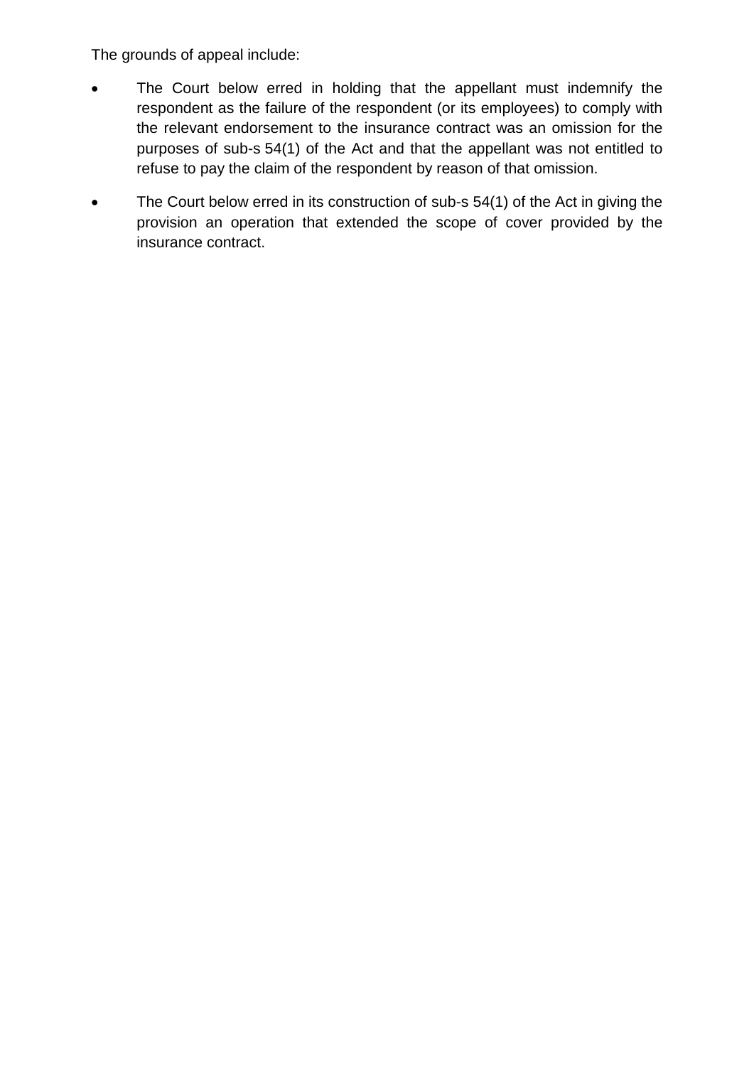The grounds of appeal include:

- The Court below erred in holding that the appellant must indemnify the respondent as the failure of the respondent (or its employees) to comply with the relevant endorsement to the insurance contract was an omission for the purposes of sub-s 54(1) of the Act and that the appellant was not entitled to refuse to pay the claim of the respondent by reason of that omission.
- The Court below erred in its construction of sub-s 54(1) of the Act in giving the provision an operation that extended the scope of cover provided by the insurance contract.